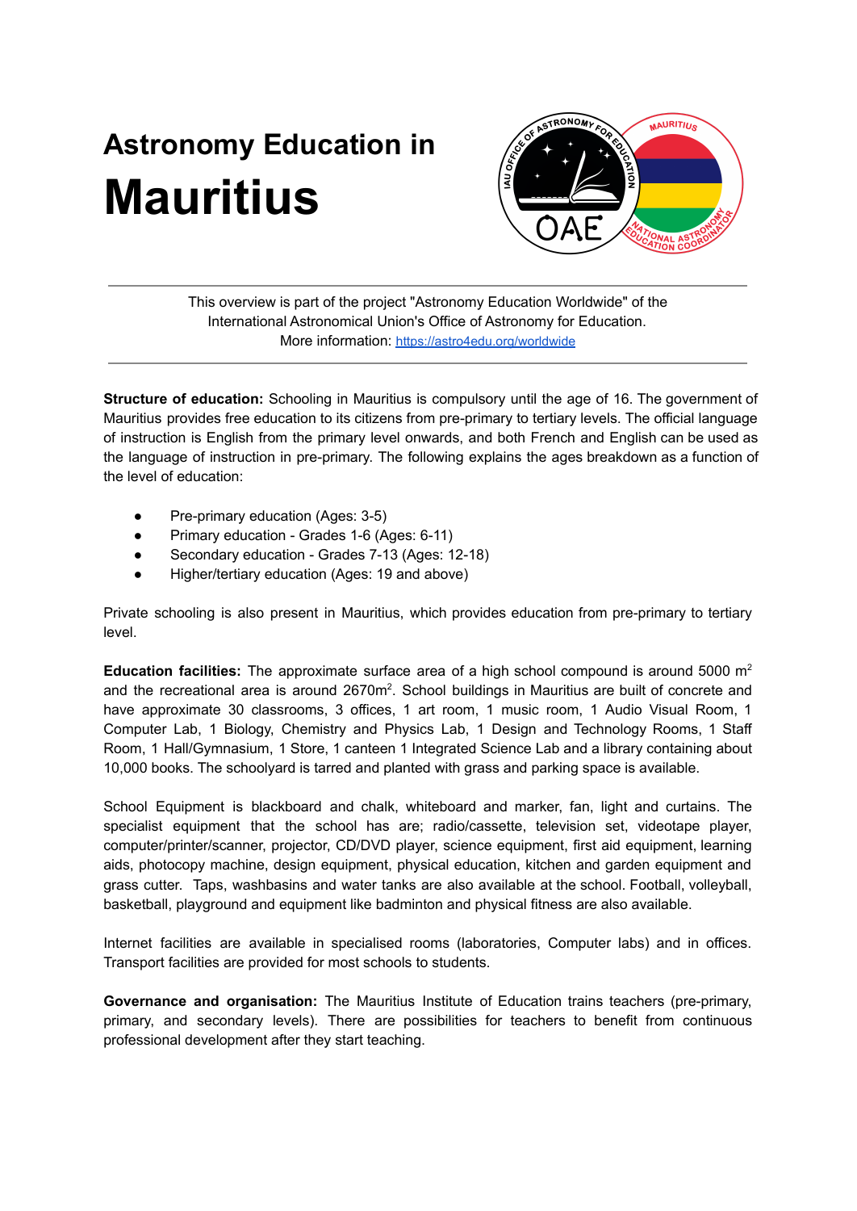# Astronomy Education in
# Mauritius

This overview is part of the project "Astronomy Education Worldwide" of the International Astronomical Union's Office of Astronomy for Education.
More information: https://astro4edu.org/worldwide

**Structure of education:** Schooling in Mauritius is compulsory until the age of 16. The government of Mauritius provides free education to its citizens from pre-primary to tertiary levels. The official language of instruction is English from the primary level onwards, and both French and English can be used as the language of instruction in pre-primary. The following explains the ages breakdown as a function of the level of education:

- Pre-primary education (Ages: 3-5)
- Primary education - Grades 1-6 (Ages: 6-11)
- Secondary education - Grades 7-13 (Ages: 12-18)
- Higher/tertiary education (Ages: 19 and above)

Private schooling is also present in Mauritius, which provides education from pre-primary to tertiary level.

**Education facilities:** The approximate surface area of a high school compound is around 5000 $m^2$ and the recreational area is around $2670m^2$. School buildings in Mauritius are built of concrete and have approximate 30 classrooms, 3 offices, 1 art room, 1 music room, 1 Audio Visual Room, 1 Computer Lab, 1 Biology, Chemistry and Physics Lab, 1 Design and Technology Rooms, 1 Staff Room, 1 Hall/Gymnasium, 1 Store, 1 canteen 1 Integrated Science Lab and a library containing about 10,000 books. The schoolyard is tarred and planted with grass and parking space is available.

School Equipment is blackboard and chalk, whiteboard and marker, fan, light and curtains. The specialist equipment that the school has are; radio/cassette, television set, videotape player, computer/printer/scanner, projector, CD/DVD player, science equipment, first aid equipment, learning aids, photocopy machine, design equipment, physical education, kitchen and garden equipment and grass cutter. Taps, washbasins and water tanks are also available at the school. Football, volleyball, basketball, playground and equipment like badminton and physical fitness are also available.

Internet facilities are available in specialised rooms (laboratories, Computer labs) and in offices. Transport facilities are provided for most schools to students.

**Governance and organisation:** The Mauritius Institute of Education trains teachers (pre-primary, primary, and secondary levels). There are possibilities for teachers to benefit from continuous professional development after they start teaching.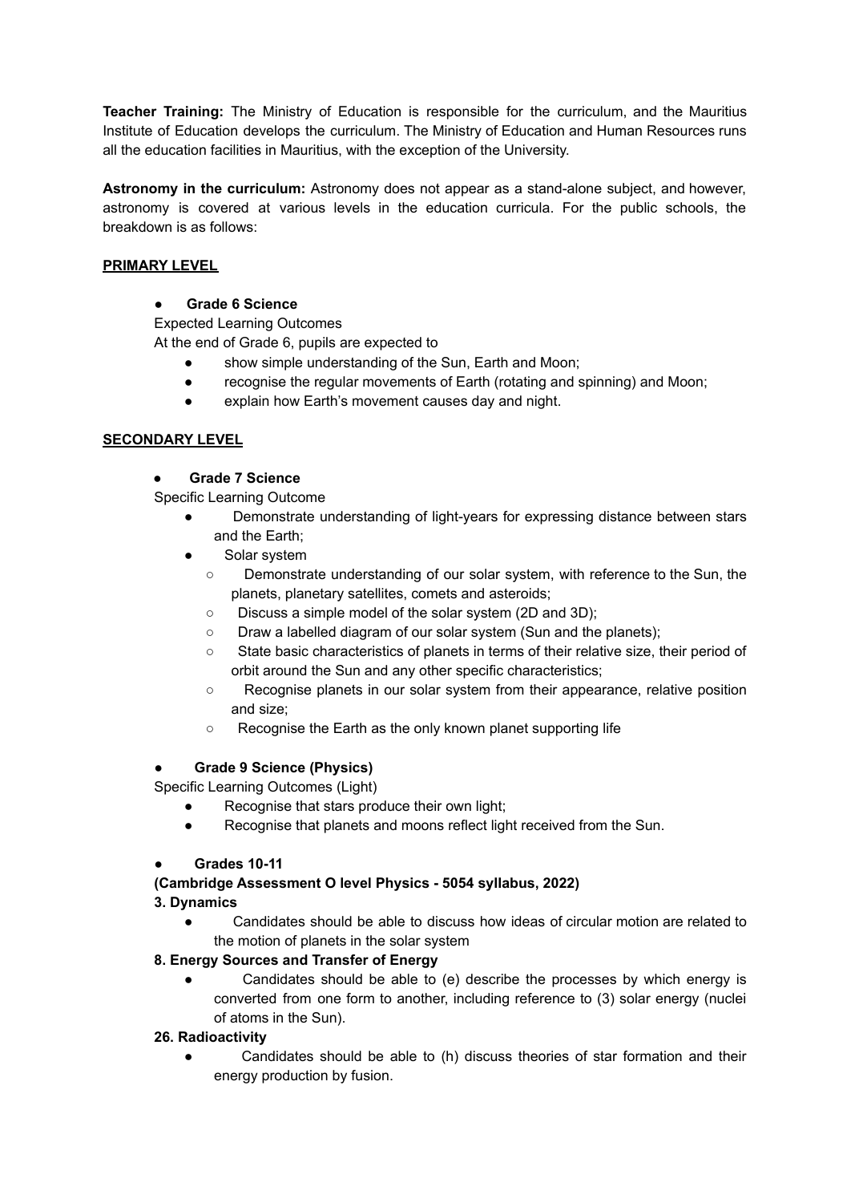**Teacher Training:** The Ministry of Education is responsible for the curriculum, and the Mauritius Institute of Education develops the curriculum. The Ministry of Education and Human Resources runs all the education facilities in Mauritius, with the exception of the University.

**Astronomy in the curriculum:** Astronomy does not appear as a stand-alone subject, and however, astronomy is covered at various levels in the education curricula. For the public schools, the breakdown is as follows:

**PRIMARY LEVEL**

- **Grade 6 Science**

Expected Learning Outcomes

At the end of Grade 6, pupils are expected to

- show simple understanding of the Sun, Earth and Moon;
- recognise the regular movements of Earth (rotating and spinning) and Moon;
- explain how Earth's movement causes day and night.

**SECONDARY LEVEL**

- **Grade 7 Science**

Specific Learning Outcome

- Demonstrate understanding of light-years for expressing distance between stars and the Earth;
- Solar system
    - Demonstrate understanding of our solar system, with reference to the Sun, the planets, planetary satellites, comets and asteroids;
    - Discuss a simple model of the solar system (2D and 3D);
    - Draw a labelled diagram of our solar system (Sun and the planets);
    - State basic characteristics of planets in terms of their relative size, their period of orbit around the Sun and any other specific characteristics;
    - Recognise planets in our solar system from their appearance, relative position and size;
    - Recognise the Earth as the only known planet supporting life

- **Grade 9 Science (Physics)**

Specific Learning Outcomes (Light)

- Recognise that stars produce their own light;
- Recognise that planets and moons reflect light received from the Sun.

- **Grades 10-11**

**(Cambridge Assessment O level Physics - 5054 syllabus, 2022)**

**3. Dynamics**

- Candidates should be able to discuss how ideas of circular motion are related to the motion of planets in the solar system

**8. Energy Sources and Transfer of Energy**

- Candidates should be able to (e) describe the processes by which energy is converted from one form to another, including reference to (3) solar energy (nuclei of atoms in the Sun).

**26. Radioactivity**

- Candidates should be able to (h) discuss theories of star formation and their energy production by fusion.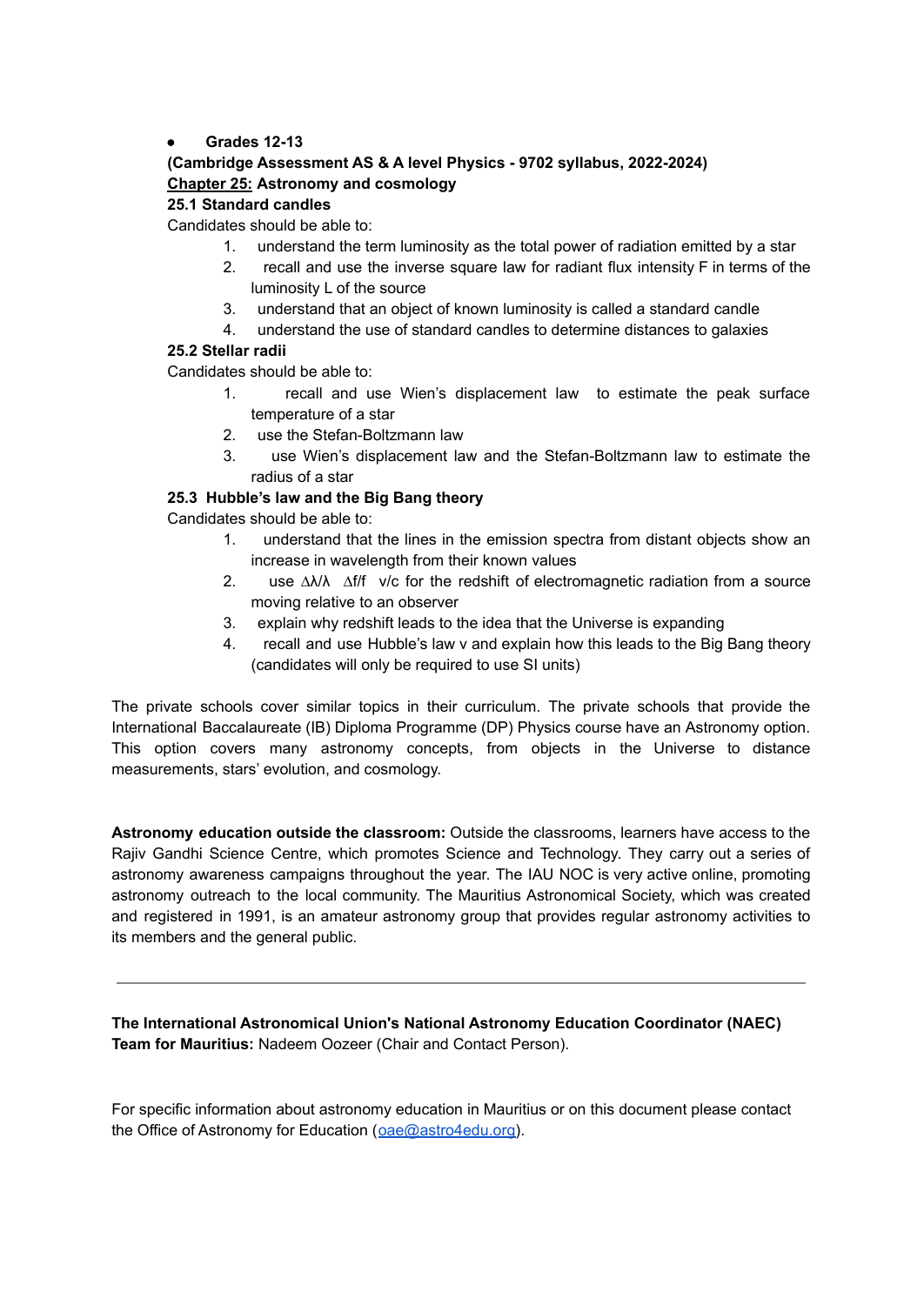- **Grades 12-13**

**(Cambridge Assessment AS & A level Physics - 9702 syllabus, 2022-2024)**
**Chapter 25: Astronomy and cosmology**
**25.1 Standard candles**
Candidates should be able to:

1. understand the term luminosity as the total power of radiation emitted by a star
2. recall and use the inverse square law for radiant flux intensity F in terms of the luminosity L of the source
3. understand that an object of known luminosity is called a standard candle
4. understand the use of standard candles to determine distances to galaxies

**25.2 Stellar radii**
Candidates should be able to:

1. recall and use Wien's displacement law to estimate the peak surface temperature of a star
2. use the Stefan-Boltzmann law
3. use Wien's displacement law and the Stefan-Boltzmann law to estimate the radius of a star

**25.3 Hubble's law and the Big Bang theory**
Candidates should be able to:

1. understand that the lines in the emission spectra from distant objects show an increase in wavelength from their known values
2. use $\Delta\lambda/\lambda$ $\Delta f/f$ v/c for the redshift of electromagnetic radiation from a source moving relative to an observer
3. explain why redshift leads to the idea that the Universe is expanding
4. recall and use Hubble's law v and explain how this leads to the Big Bang theory (candidates will only be required to use SI units)

The private schools cover similar topics in their curriculum. The private schools that provide the International Baccalaureate (IB) Diploma Programme (DP) Physics course have an Astronomy option. This option covers many astronomy concepts, from objects in the Universe to distance measurements, stars' evolution, and cosmology.

**Astronomy education outside the classroom:** Outside the classrooms, learners have access to the Rajiv Gandhi Science Centre, which promotes Science and Technology. They carry out a series of astronomy awareness campaigns throughout the year. The IAU NOC is very active online, promoting astronomy outreach to the local community. The Mauritius Astronomical Society, which was created and registered in 1991, is an amateur astronomy group that provides regular astronomy activities to its members and the general public.

---

**The International Astronomical Union's National Astronomy Education Coordinator (NAEC) Team for Mauritius:** Nadeem Oozeer (Chair and Contact Person).

For specific information about astronomy education in Mauritius or on this document please contact the Office of Astronomy for Education (oae@astro4edu.org).